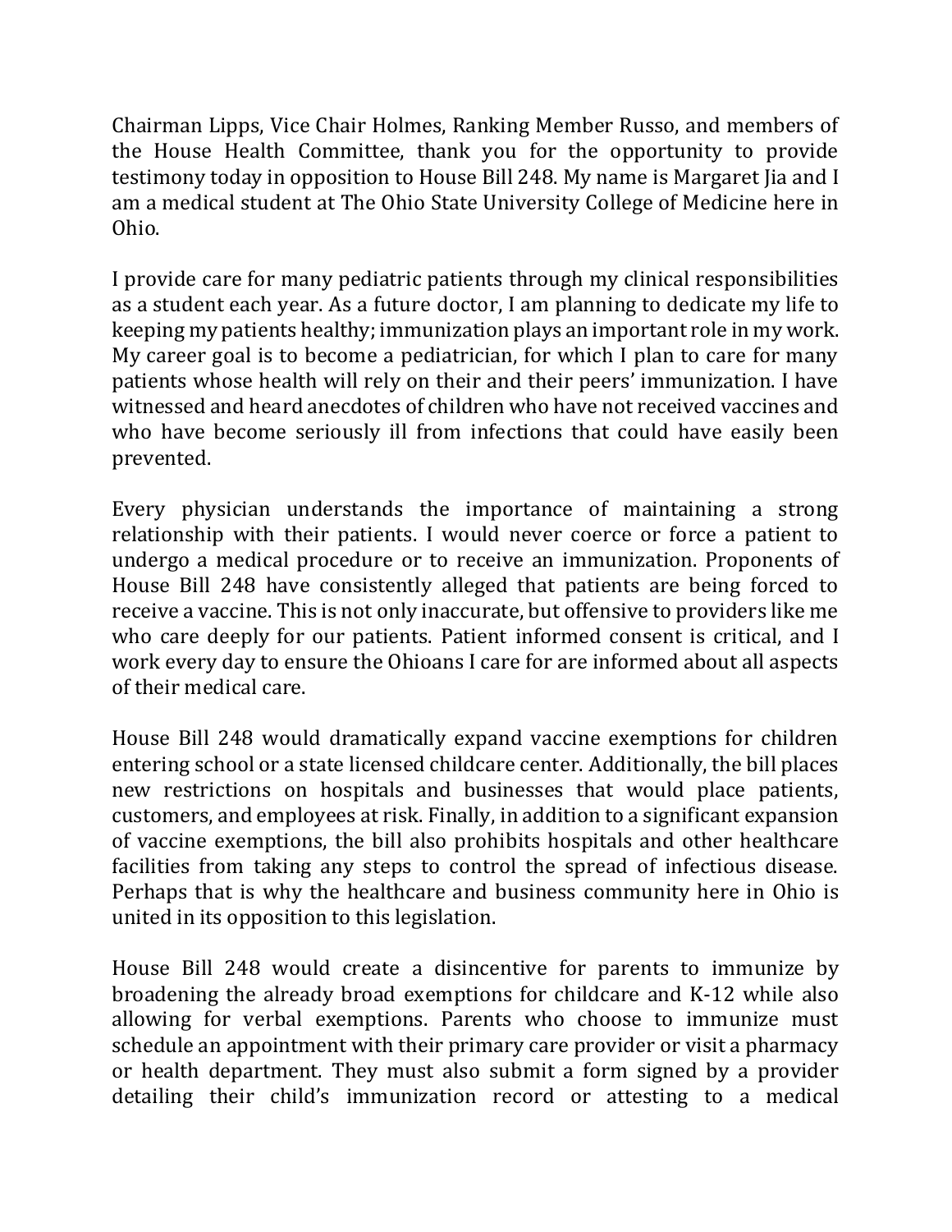Chairman Lipps, Vice Chair Holmes, Ranking Member Russo, and members of the House Health Committee, thank you for the opportunity to provide testimony today in opposition to House Bill 248. My name is Margaret Jia and I am a medical student at The Ohio State University College of Medicine here in Ohio.

I provide care for many pediatric patients through my clinical responsibilities as a student each year. As a future doctor, I am planning to dedicate my life to keeping my patients healthy; immunization plays an important role in my work. My career goal is to become a pediatrician, for which I plan to care for many patients whose health will rely on their and their peers' immunization. I have witnessed and heard anecdotes of children who have not received vaccines and who have become seriously ill from infections that could have easily been prevented.

Every physician understands the importance of maintaining a strong relationship with their patients. I would never coerce or force a patient to undergo a medical procedure or to receive an immunization. Proponents of House Bill 248 have consistently alleged that patients are being forced to receive a vaccine. This is not only inaccurate, but offensive to providers like me who care deeply for our patients. Patient informed consent is critical, and I work every day to ensure the Ohioans I care for are informed about all aspects of their medical care.

House Bill 248 would dramatically expand vaccine exemptions for children entering school or a state licensed childcare center. Additionally, the bill places new restrictions on hospitals and businesses that would place patients, customers, and employees at risk. Finally, in addition to a significant expansion of vaccine exemptions, the bill also prohibits hospitals and other healthcare facilities from taking any steps to control the spread of infectious disease. Perhaps that is why the healthcare and business community here in Ohio is united in its opposition to this legislation.

House Bill 248 would create a disincentive for parents to immunize by broadening the already broad exemptions for childcare and K-12 while also allowing for verbal exemptions. Parents who choose to immunize must schedule an appointment with their primary care provider or visit a pharmacy or health department. They must also submit a form signed by a provider detailing their child's immunization record or attesting to a medical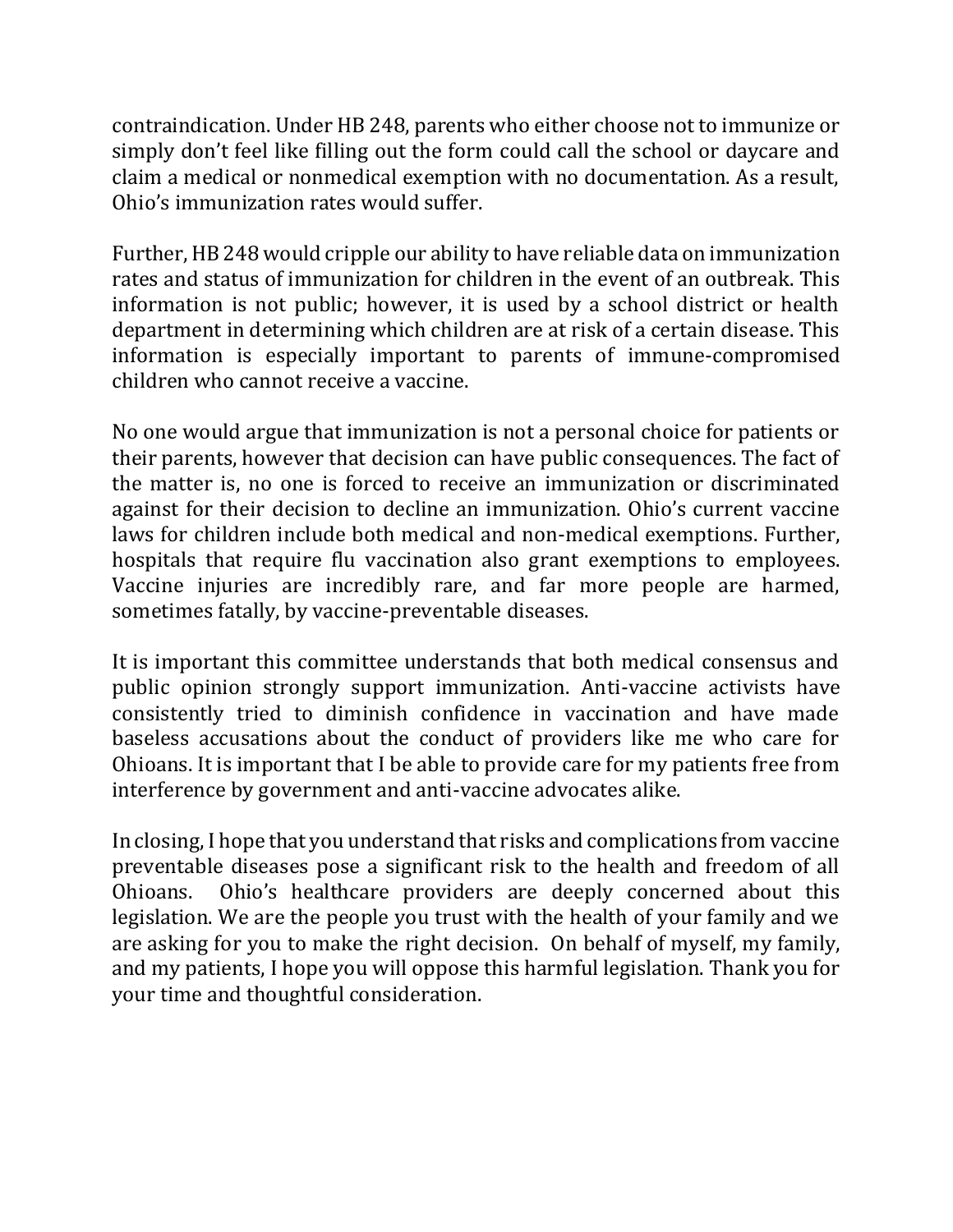contraindication. Under HB 248, parents who either choose not to immunize or simply don't feel like filling out the form could call the school or daycare and claim a medical or nonmedical exemption with no documentation. As a result, Ohio's immunization rates would suffer.

Further, HB 248 would cripple our ability to have reliable data on immunization rates and status of immunization for children in the event of an outbreak. This information is not public; however, it is used by a school district or health department in determining which children are at risk of a certain disease. This information is especially important to parents of immune-compromised children who cannot receive a vaccine.

No one would argue that immunization is not a personal choice for patients or their parents, however that decision can have public consequences. The fact of the matter is, no one is forced to receive an immunization or discriminated against for their decision to decline an immunization. Ohio's current vaccine laws for children include both medical and non-medical exemptions. Further, hospitals that require flu vaccination also grant exemptions to employees. Vaccine injuries are incredibly rare, and far more people are harmed, sometimes fatally, by vaccine-preventable diseases.

It is important this committee understands that both medical consensus and public opinion strongly support immunization. Anti-vaccine activists have consistently tried to diminish confidence in vaccination and have made baseless accusations about the conduct of providers like me who care for Ohioans. It is important that I be able to provide care for my patients free from interference by government and anti-vaccine advocates alike.

In closing, I hope that you understand that risks and complications from vaccine preventable diseases pose a significant risk to the health and freedom of all Ohioans. Ohio's healthcare providers are deeply concerned about this legislation. We are the people you trust with the health of your family and we are asking for you to make the right decision. On behalf of myself, my family, and my patients, I hope you will oppose this harmful legislation. Thank you for your time and thoughtful consideration.